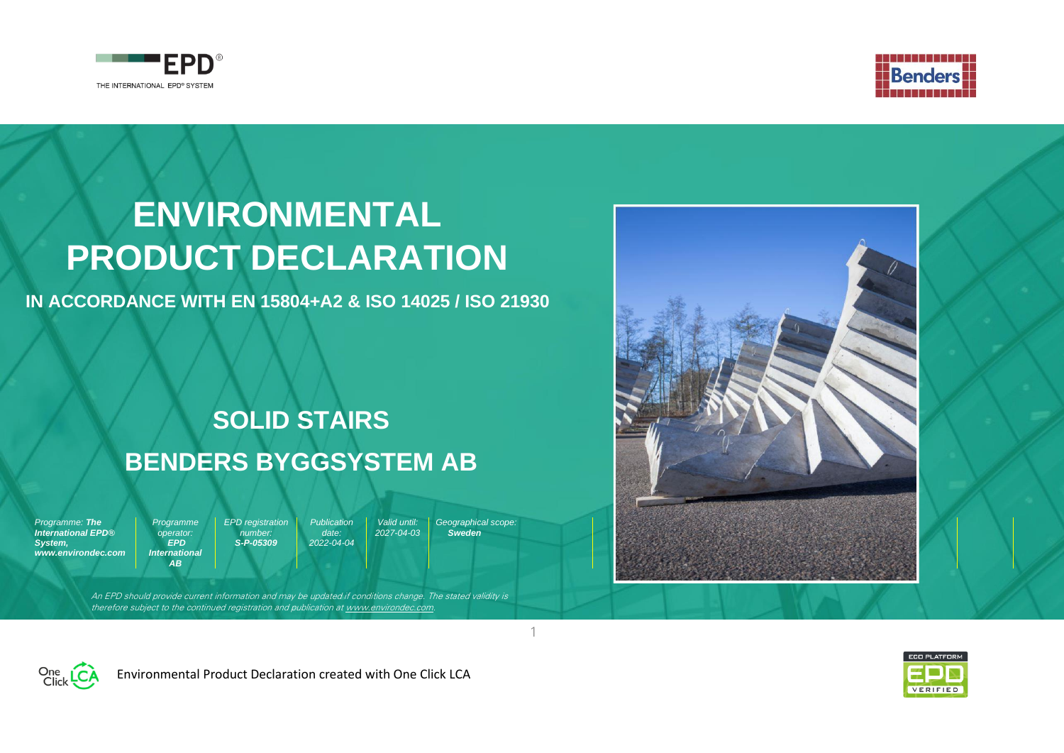# ENVIRONMENTAL PRODUCT DECLARATION

**IN ACCORDANCE WITH EN 15804+A2 & ISO 14025 / ISO 21930**

## SOLID STAIRS

## BENDERS BYGGSYSTEM AB

| Programme: ***The International EPD® System, www.environdec.com*** | Programme operator: ***EPD International AB*** | EPD registration number: ***S-P-05309*** | Publication date: *2022-04-04* | Valid until: *2027-04-03* | Geographical scope: ***Sweden*** |
|---|---|---|---|---|---|

*An EPD should provide current information and may be updated if conditions change. The stated validity is therefore subject to the continued registration and publication at www.environdec.com.*

Environmental Product Declaration created with One Click LCA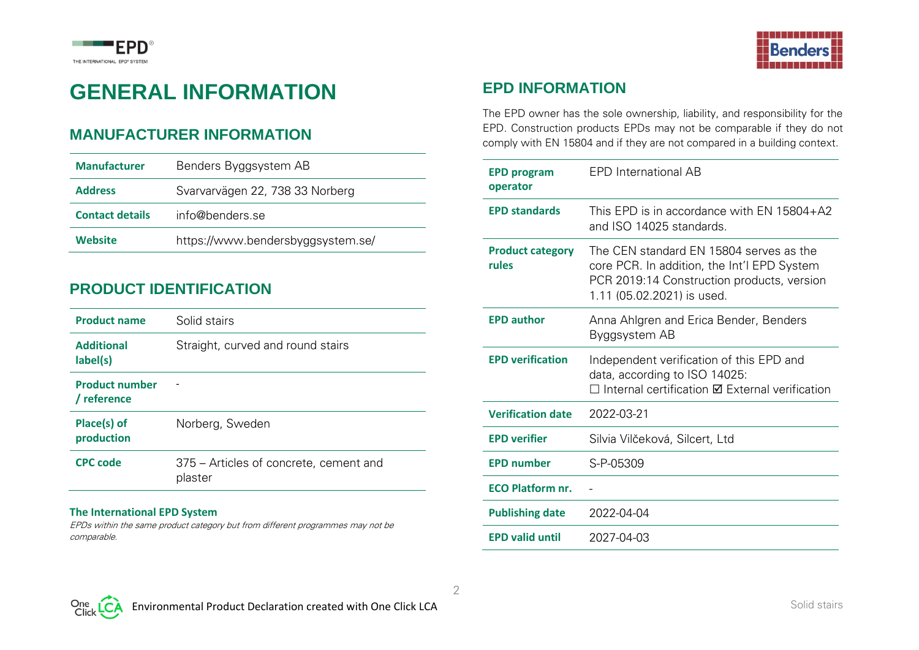# GENERAL INFORMATION

## MANUFACTURER INFORMATION

| | |
|---|---|
| **Manufacturer** | Benders Byggsystem AB |
| **Address** | Svarvarvägen 22, 738 33 Norberg |
| **Contact details** | info@benders.se |
| **Website** | https://www.bendersbyggsystem.se/ |

## PRODUCT IDENTIFICATION

| | |
|---|---|
| **Product name** | Solid stairs |
| **Additional label(s)** | Straight, curved and round stairs |
| **Product number / reference** | - |
| **Place(s) of production** | Norberg, Sweden |
| **CPC code** | 375 – Articles of concrete, cement and plaster |

**The International EPD System**

*EPDs within the same product category but from different programmes may not be comparable.*

## EPD INFORMATION

The EPD owner has the sole ownership, liability, and responsibility for the EPD. Construction products EPDs may not be comparable if they do not comply with EN 15804 and if they are not compared in a building context.

| | |
|---|---|
| **EPD program operator** | EPD International AB |
| **EPD standards** | This EPD is in accordance with EN 15804+A2 and ISO 14025 standards. |
| **Product category rules** | The CEN standard EN 15804 serves as the core PCR. In addition, the Int'l EPD System PCR 2019:14 Construction products, version 1.11 (05.02.2021) is used. |
| **EPD author** | Anna Ahlgren and Erica Bender, Benders Byggsystem AB |
| **EPD verification** | Independent verification of this EPD and data, according to ISO 14025: ☐ Internal certification ☑ External verification |
| **Verification date** | 2022-03-21 |
| **EPD verifier** | Silvia Vilčeková, Silcert, Ltd |
| **EPD number** | S-P-05309 |
| **ECO Platform nr.** | - |
| **Publishing date** | 2022-04-04 |
| **EPD valid until** | 2027-04-03 |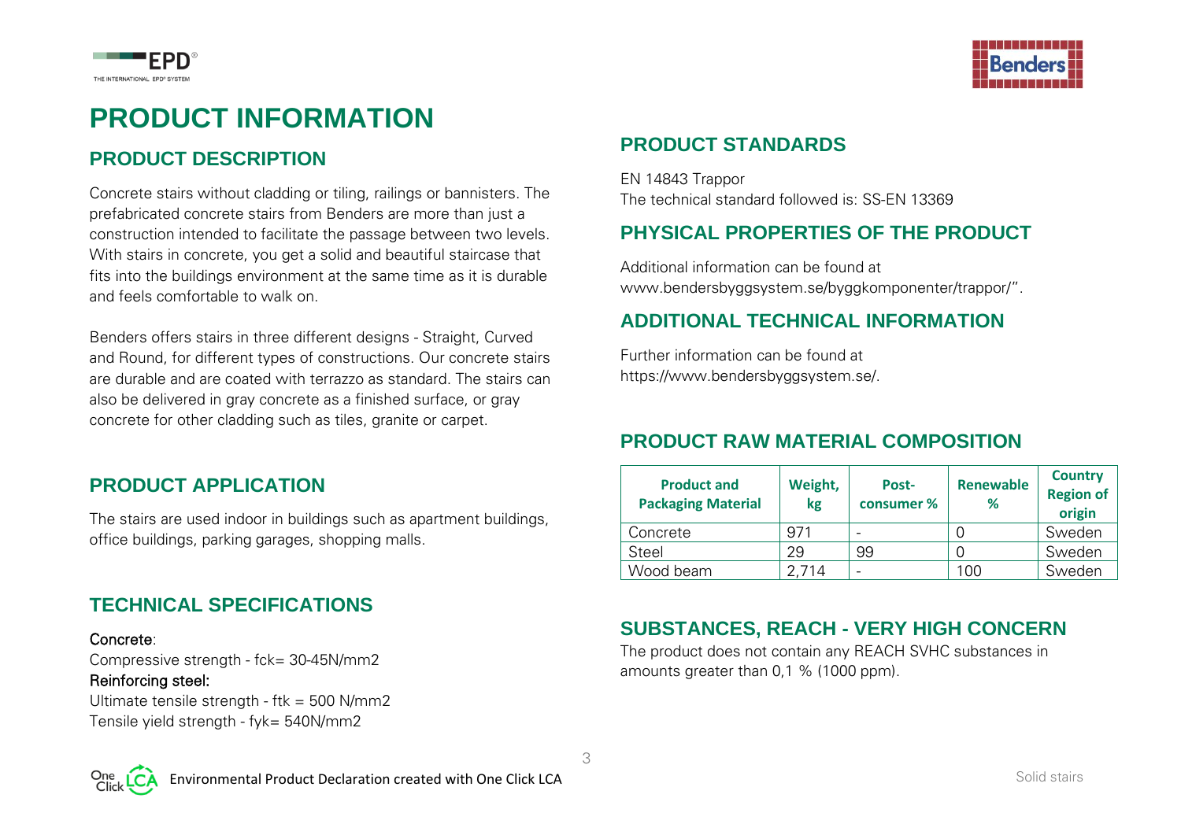# PRODUCT INFORMATION

## PRODUCT DESCRIPTION

Concrete stairs without cladding or tiling, railings or bannisters. The prefabricated concrete stairs from Benders are more than just a construction intended to facilitate the passage between two levels. With stairs in concrete, you get a solid and beautiful staircase that fits into the buildings environment at the same time as it is durable and feels comfortable to walk on.

Benders offers stairs in three different designs - Straight, Curved and Round, for different types of constructions. Our concrete stairs are durable and are coated with terrazzo as standard. The stairs can also be delivered in gray concrete as a finished surface, or gray concrete for other cladding such as tiles, granite or carpet.

## PRODUCT APPLICATION

The stairs are used indoor in buildings such as apartment buildings, office buildings, parking garages, shopping malls.

## TECHNICAL SPECIFICATIONS

Concrete:
Compressive strength - fck= 30-45N/mm2
Reinforcing steel:
Ultimate tensile strength - ftk = 500 N/mm2
Tensile yield strength - fyk= 540N/mm2

## PRODUCT STANDARDS

EN 14843 Trappor
The technical standard followed is: SS-EN 13369

## PHYSICAL PROPERTIES OF THE PRODUCT

Additional information can be found at www.bendersbyggsystem.se/byggkomponenter/trappor/".

## ADDITIONAL TECHNICAL INFORMATION

Further information can be found at https://www.bendersbyggsystem.se/.

## PRODUCT RAW MATERIAL COMPOSITION

| Product and Packaging Material | Weight, kg | Post-consumer % | Renewable % | Country Region of origin |
|---|---|---|---|---|
| Concrete | 971 | - | 0 | Sweden |
| Steel | 29 | 99 | 0 | Sweden |
| Wood beam | 2,714 | - | 100 | Sweden |

## SUBSTANCES, REACH - VERY HIGH CONCERN

The product does not contain any REACH SVHC substances in amounts greater than 0,1 % (1000 ppm).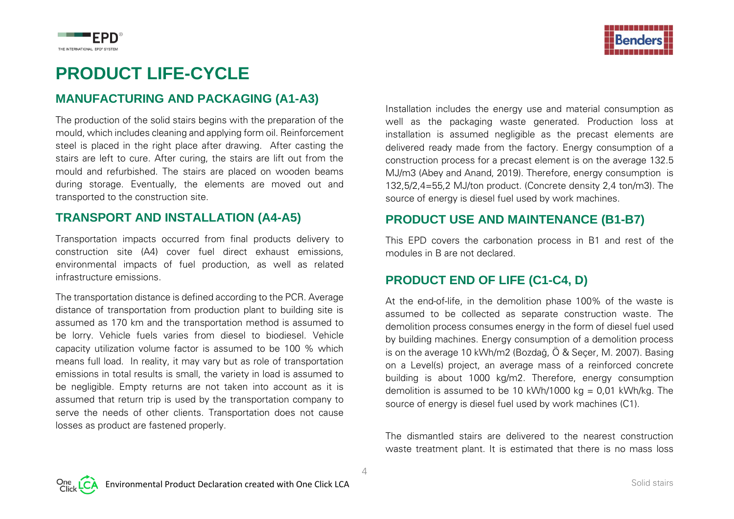# PRODUCT LIFE-CYCLE

## MANUFACTURING AND PACKAGING (A1-A3)

The production of the solid stairs begins with the preparation of the mould, which includes cleaning and applying form oil. Reinforcement steel is placed in the right place after drawing. After casting the stairs are left to cure. After curing, the stairs are lift out from the mould and refurbished. The stairs are placed on wooden beams during storage. Eventually, the elements are moved out and transported to the construction site.

## TRANSPORT AND INSTALLATION (A4-A5)

Transportation impacts occurred from final products delivery to construction site (A4) cover fuel direct exhaust emissions, environmental impacts of fuel production, as well as related infrastructure emissions.

The transportation distance is defined according to the PCR. Average distance of transportation from production plant to building site is assumed as 170 km and the transportation method is assumed to be lorry. Vehicle fuels varies from diesel to biodiesel. Vehicle capacity utilization volume factor is assumed to be 100 % which means full load. In reality, it may vary but as role of transportation emissions in total results is small, the variety in load is assumed to be negligible. Empty returns are not taken into account as it is assumed that return trip is used by the transportation company to serve the needs of other clients. Transportation does not cause losses as product are fastened properly.

Installation includes the energy use and material consumption as well as the packaging waste generated. Production loss at installation is assumed negligible as the precast elements are delivered ready made from the factory. Energy consumption of a construction process for a precast element is on the average 132.5 MJ/m3 (Abey and Anand, 2019). Therefore, energy consumption is 132,5/2,4=55,2 MJ/ton product. (Concrete density 2,4 ton/m3). The source of energy is diesel fuel used by work machines.

## PRODUCT USE AND MAINTENANCE (B1-B7)

This EPD covers the carbonation process in B1 and rest of the modules in B are not declared.

## PRODUCT END OF LIFE (C1-C4, D)

At the end-of-life, in the demolition phase 100% of the waste is assumed to be collected as separate construction waste. The demolition process consumes energy in the form of diesel fuel used by building machines. Energy consumption of a demolition process is on the average 10 kWh/m2 (Bozdağ, Ö & Seçer, M. 2007). Basing on a Level(s) project, an average mass of a reinforced concrete building is about 1000 kg/m2. Therefore, energy consumption demolition is assumed to be 10 kWh/1000 kg = 0,01 kWh/kg. The source of energy is diesel fuel used by work machines (C1).

The dismantled stairs are delivered to the nearest construction waste treatment plant. It is estimated that there is no mass loss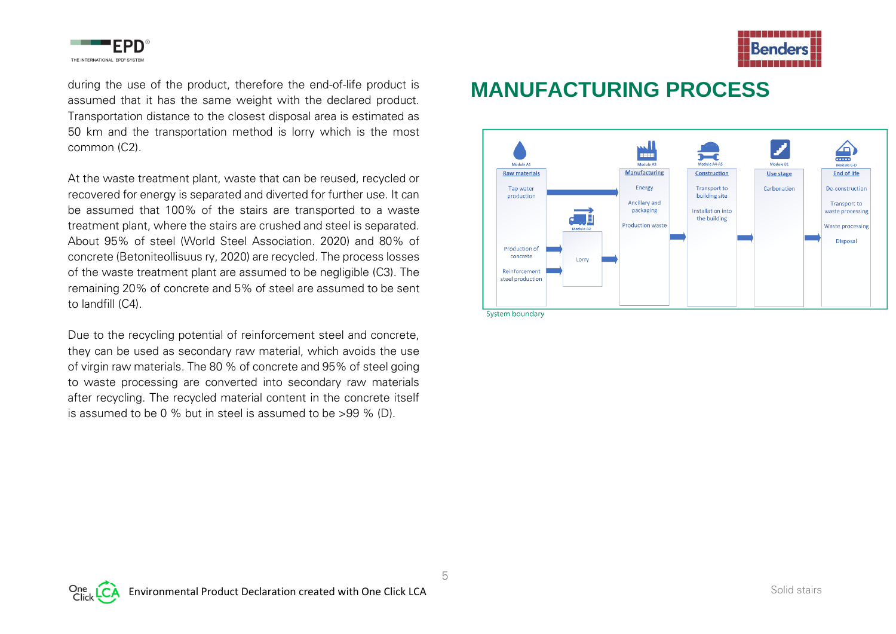during the use of the product, therefore the end-of-life product is assumed that it has the same weight with the declared product. Transportation distance to the closest disposal area is estimated as 50 km and the transportation method is lorry which is the most common (C2).

At the waste treatment plant, waste that can be reused, recycled or recovered for energy is separated and diverted for further use. It can be assumed that 100% of the stairs are transported to a waste treatment plant, where the stairs are crushed and steel is separated. About 95% of steel (World Steel Association. 2020) and 80% of concrete (Betoniteollisuus ry, 2020) are recycled. The process losses of the waste treatment plant are assumed to be negligible (C3). The remaining 20% of concrete and 5% of steel are assumed to be sent to landfill (C4).

Due to the recycling potential of reinforcement steel and concrete, they can be used as secondary raw material, which avoids the use of virgin raw materials. The 80 % of concrete and 95% of steel going to waste processing are converted into secondary raw materials after recycling. The recycled material content in the concrete itself is assumed to be 0 % but in steel is assumed to be >99 % (D).

## MANUFACTURING PROCESS

| Module A1 | Module A2 | Module A3 | Module A4-A5 | Module B1 | Module C-D |
|---|---|---|---|---|---|
| **Raw materials** | | **Manufacturing** | **Construction** | **Use stage** | **End of life** |
| Tap water production | | Energy | Transport to building site | Carbonation | De-construction |
| Production of concrete | Lorry | Ancillary and packaging | Installation into the building | | Transport to waste processing |
| Reinforcement steel production | | Production waste | | | Waste processing |
| | | | | | Disposal |

System boundary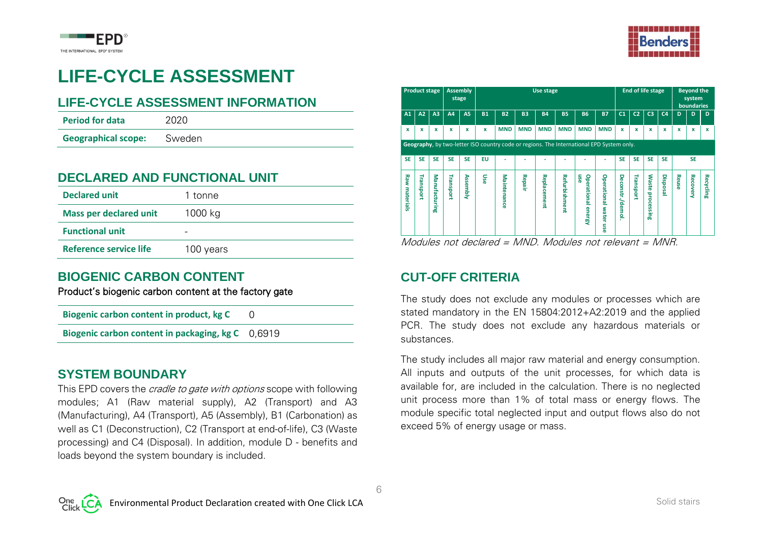# LIFE-CYCLE ASSESSMENT

## LIFE-CYCLE ASSESSMENT INFORMATION

| | |
|---|---|
| **Period for data** | 2020 |
| **Geographical scope:** | Sweden |

## DECLARED AND FUNCTIONAL UNIT

| | |
|---|---|
| **Declared unit** | 1 tonne |
| **Mass per declared unit** | 1000 kg |
| **Functional unit** | - |
| **Reference service life** | 100 years |

## BIOGENIC CARBON CONTENT

Product's biogenic carbon content at the factory gate

| | |
|---|---|
| **Biogenic carbon content in product, kg C** | 0 |
| **Biogenic carbon content in packaging, kg C** | 0,6919 |

## SYSTEM BOUNDARY

This EPD covers the *cradle to gate with options* scope with following modules; A1 (Raw material supply), A2 (Transport) and A3 (Manufacturing), A4 (Transport), A5 (Assembly), B1 (Carbonation) as well as C1 (Deconstruction), C2 (Transport at end-of-life), C3 (Waste processing) and C4 (Disposal). In addition, module D - benefits and loads beyond the system boundary is included.

| Product stage | | | Assembly stage | | Use stage | | | | | | | End of life stage | | | | Beyond the system boundaries | | |
|---|---|---|---|---|---|---|---|---|---|---|---|---|---|---|---|---|---|---|
| A1 | A2 | A3 | A4 | A5 | B1 | B2 | B3 | B4 | B5 | B6 | B7 | C1 | C2 | C3 | C4 | D | D | D |
| x | x | x | x | x | x | MND | MND | MND | MND | MND | MND | x | x | x | x | x | x | x |
| **Geography**, by two-letter ISO country code or regions. The International EPD System only. | | | | | | | | | | | | | | | | | | |
| SE | SE | SE | SE | SE | EU | - | - | - | - | - | - | SE | SE | SE | SE | SE | | |
| Raw materials | Transport | Manufacturing | Transport | Assembly | Use | Maintenance | Repair | Replacement | Refurbishment | Operational energy use | Operational water use | Deconstr./demol. | Transport | Waste processing | Disposal | Reuse | Recovery | Recycling |

*Modules not declared = MND. Modules not relevant = MNR.*

## CUT-OFF CRITERIA

The study does not exclude any modules or processes which are stated mandatory in the EN 15804:2012+A2:2019 and the applied PCR. The study does not exclude any hazardous materials or substances.

The study includes all major raw material and energy consumption. All inputs and outputs of the unit processes, for which data is available for, are included in the calculation. There is no neglected unit process more than 1% of total mass or energy flows. The module specific total neglected input and output flows also do not exceed 5% of energy usage or mass.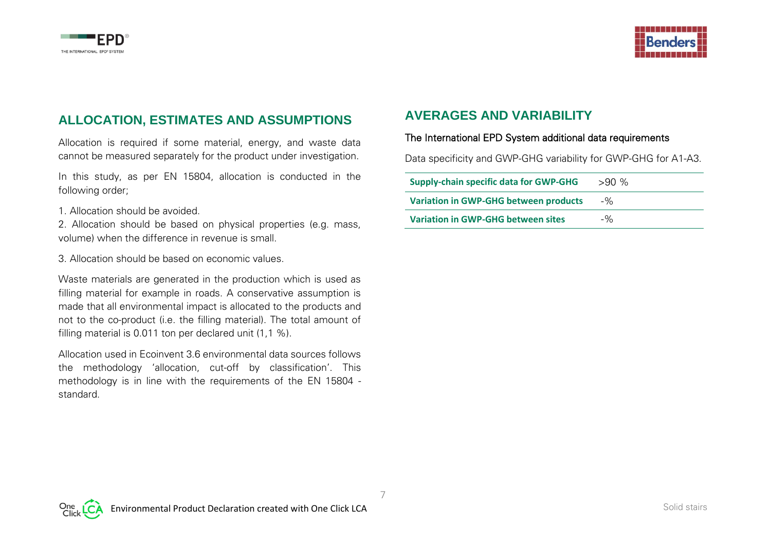## ALLOCATION, ESTIMATES AND ASSUMPTIONS

Allocation is required if some material, energy, and waste data cannot be measured separately for the product under investigation.

In this study, as per EN 15804, allocation is conducted in the following order;

1. Allocation should be avoided.
2. Allocation should be based on physical properties (e.g. mass, volume) when the difference in revenue is small.
3. Allocation should be based on economic values.

Waste materials are generated in the production which is used as filling material for example in roads. A conservative assumption is made that all environmental impact is allocated to the products and not to the co-product (i.e. the filling material). The total amount of filling material is 0.011 ton per declared unit (1,1 %).

Allocation used in Ecoinvent 3.6 environmental data sources follows the methodology 'allocation, cut-off by classification'. This methodology is in line with the requirements of the EN 15804 -standard.

## AVERAGES AND VARIABILITY

The International EPD System additional data requirements

Data specificity and GWP-GHG variability for GWP-GHG for A1-A3.

| | |
|---|---|
| **Supply-chain specific data for GWP-GHG** | >90 % |
| **Variation in GWP-GHG between products** | -% |
| **Variation in GWP-GHG between sites** | -% |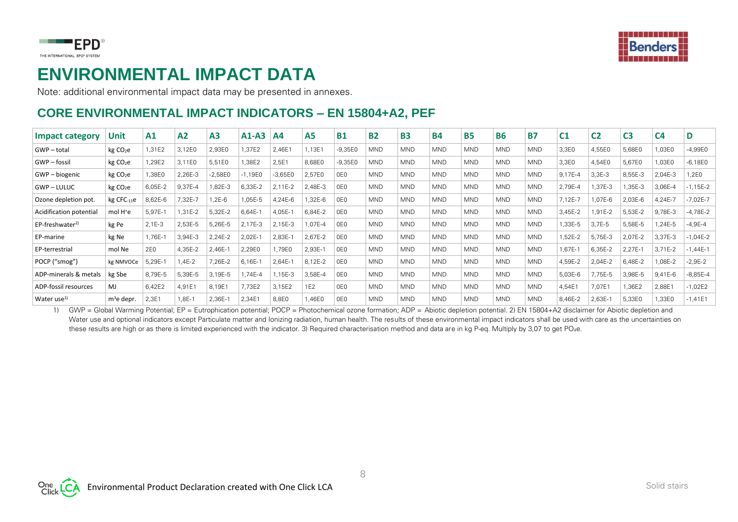# ENVIRONMENTAL IMPACT DATA

Note: additional environmental impact data may be presented in annexes.

## CORE ENVIRONMENTAL IMPACT INDICATORS – EN 15804+A2, PEF

| Impact category | Unit | A1 | A2 | A3 | A1-A3 | A4 | A5 | B1 | B2 | B3 | B4 | B5 | B6 | B7 | C1 | C2 | C3 | C4 | D |
|---|---|---|---|---|---|---|---|---|---|---|---|---|---|---|---|---|---|---|---|
| GWP – total | kg $CO_2e$ | 1,31E2 | 3,12E0 | 2,93E0 | 1,37E2 | 2,46E1 | 1,13E1 | -9,35E0 | MND | MND | MND | MND | MND | MND | 3,3E0 | 4,55E0 | 5,68E0 | 1,03E0 | -4,99E0 |
| GWP – fossil | kg $CO_2e$ | 1,29E2 | 3,11E0 | 5,51E0 | 1,38E2 | 2,5E1 | 8,68E0 | -9,35E0 | MND | MND | MND | MND | MND | MND | 3,3E0 | 4,54E0 | 5,67E0 | 1,03E0 | -6,18E0 |
| GWP – biogenic | kg $CO_2e$ | 1,38E0 | 2,26E-3 | -2,58E0 | -1,19E0 | -3,65E0 | 2,57E0 | 0E0 | MND | MND | MND | MND | MND | MND | 9,17E-4 | 3,3E-3 | 8,55E-3 | 2,04E-3 | 1,2E0 |
| GWP – LULUC | kg $CO_2e$ | 6,05E-2 | 9,37E-4 | 1,82E-3 | 6,33E-2 | 2,11E-2 | 2,48E-3 | 0E0 | MND | MND | MND | MND | MND | MND | 2,79E-4 | 1,37E-3 | 1,35E-3 | 3,06E-4 | -1,15E-2 |
| Ozone depletion pot. | kg $CFC_{11}e$ | 8,62E-6 | 7,32E-7 | 1,2E-6 | 1,05E-5 | 4,24E-6 | 1,32E-6 | 0E0 | MND | MND | MND | MND | MND | MND | 7,12E-7 | 1,07E-6 | 2,03E-6 | 4,24E-7 | -7,02E-7 |
| Acidification potential | mol $H^+e$ | 5,97E-1 | 1,31E-2 | 5,32E-2 | 6,64E-1 | 4,05E-1 | 6,84E-2 | 0E0 | MND | MND | MND | MND | MND | MND | 3,45E-2 | 1,91E-2 | 5,53E-2 | 9,78E-3 | -4,78E-2 |
| EP-freshwater[2)] | kg Pe | 2,1E-3 | 2,53E-5 | 5,26E-5 | 2,17E-3 | 2,15E-3 | 1,07E-4 | 0E0 | MND | MND | MND | MND | MND | MND | 1,33E-5 | 3,7E-5 | 5,58E-5 | 1,24E-5 | -4,9E-4 |
| EP-marine | kg Ne | 1,76E-1 | 3,94E-3 | 2,24E-2 | 2,02E-1 | 2,83E-1 | 2,67E-2 | 0E0 | MND | MND | MND | MND | MND | MND | 1,52E-2 | 5,75E-3 | 2,07E-2 | 3,37E-3 | -1,04E-2 |
| EP-terrestrial | mol Ne | 2E0 | 4,35E-2 | 2,46E-1 | 2,29E0 | 1,79E0 | 2,93E-1 | 0E0 | MND | MND | MND | MND | MND | MND | 1,67E-1 | 6,35E-2 | 2,27E-1 | 3,71E-2 | -1,44E-1 |
| POCP ("smog") | kg NMVOCe | 5,29E-1 | 1,4E-2 | 7,26E-2 | 6,16E-1 | 2,64E-1 | 8,12E-2 | 0E0 | MND | MND | MND | MND | MND | MND | 4,59E-2 | 2,04E-2 | 6,48E-2 | 1,08E-2 | -2,9E-2 |
| ADP-minerals & metals | kg Sbe | 8,79E-5 | 5,39E-5 | 3,19E-5 | 1,74E-4 | 1,15E-3 | 3,58E-4 | 0E0 | MND | MND | MND | MND | MND | MND | 5,03E-6 | 7,75E-5 | 3,98E-5 | 9,41E-6 | -8,85E-4 |
| ADP-fossil resources | MJ | 6,42E2 | 4,91E1 | 8,19E1 | 7,73E2 | 3,15E2 | 1E2 | 0E0 | MND | MND | MND | MND | MND | MND | 4,54E1 | 7,07E1 | 1,36E2 | 2,88E1 | -1,02E2 |
| Water use[1)] | $m^3e$ depr. | 2,3E1 | 1,8E-1 | 2,36E-1 | 2,34E1 | 8,8E0 | 1,46E0 | 0E0 | MND | MND | MND | MND | MND | MND | 8,46E-2 | 2,63E-1 | 5,33E0 | 1,33E0 | -1,41E1 |

1) GWP = Global Warming Potential; EP = Eutrophication potential; POCP = Photochemical ozone formation; ADP = Abiotic depletion potential. 2) EN 15804+A2 disclaimer for Abiotic depletion and Water use and optional indicators except Particulate matter and Ionizing radiation, human health. The results of these environmental impact indicators shall be used with care as the uncertainties on these results are high or as there is limited experienced with the indicator. 3) Required characterisation method and data are in kg P-eq. Multiply by 3,07 to get $PO_4e$.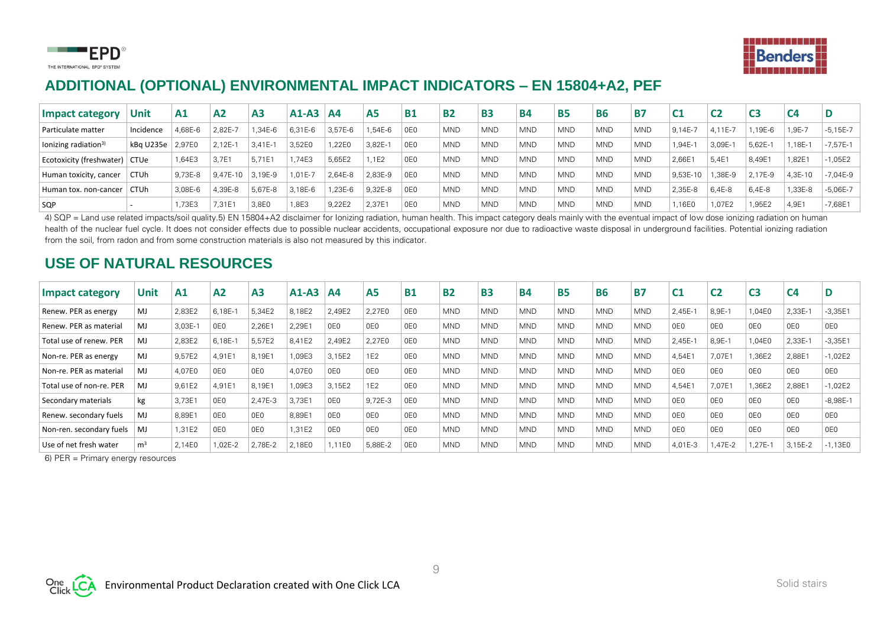## ADDITIONAL (OPTIONAL) ENVIRONMENTAL IMPACT INDICATORS – EN 15804+A2, PEF

| Impact category | Unit | A1 | A2 | A3 | A1-A3 | A4 | A5 | B1 | B2 | B3 | B4 | B5 | B6 | B7 | C1 | C2 | C3 | C4 | D |
|---|---|---|---|---|---|---|---|---|---|---|---|---|---|---|---|---|---|---|---|
| Particulate matter | Incidence | 4,68E-6 | 2,82E-7 | 1,34E-6 | 6,31E-6 | 3,57E-6 | 1,54E-6 | 0E0 | MND | MND | MND | MND | MND | MND | 9,14E-7 | 4,11E-7 | 1,19E-6 | 1,9E-7 | -5,15E-7 |
| Ionizing radiation[3)] | kBq U235e | 2,97E0 | 2,12E-1 | 3,41E-1 | 3,52E0 | 1,22E0 | 3,82E-1 | 0E0 | MND | MND | MND | MND | MND | MND | 1,94E-1 | 3,09E-1 | 5,62E-1 | 1,18E-1 | -7,57E-1 |
| Ecotoxicity (freshwater) | CTUe | 1,64E3 | 3,7E1 | 5,71E1 | 1,74E3 | 5,65E2 | 1,1E2 | 0E0 | MND | MND | MND | MND | MND | MND | 2,66E1 | 5,4E1 | 8,49E1 | 1,82E1 | -1,05E2 |
| Human toxicity, cancer | CTUh | 9,73E-8 | 9,47E-10 | 3,19E-9 | 1,01E-7 | 2,64E-8 | 2,83E-9 | 0E0 | MND | MND | MND | MND | MND | MND | 9,53E-10 | 1,38E-9 | 2,17E-9 | 4,3E-10 | -7,04E-9 |
| Human tox. non-cancer | CTUh | 3,08E-6 | 4,39E-8 | 5,67E-8 | 3,18E-6 | 1,23E-6 | 9,32E-8 | 0E0 | MND | MND | MND | MND | MND | MND | 2,35E-8 | 6,4E-8 | 6,4E-8 | 1,33E-8 | -5,06E-7 |
| SQP | - | 1,73E3 | 7,31E1 | 3,8E0 | 1,8E3 | 9,22E2 | 2,37E1 | 0E0 | MND | MND | MND | MND | MND | MND | 1,16E0 | 1,07E2 | 1,95E2 | 4,9E1 | -7,68E1 |

4) SQP = Land use related impacts/soil quality.5) EN 15804+A2 disclaimer for Ionizing radiation, human health. This impact category deals mainly with the eventual impact of low dose ionizing radiation on human health of the nuclear fuel cycle. It does not consider effects due to possible nuclear accidents, occupational exposure nor due to radioactive waste disposal in underground facilities. Potential ionizing radiation from the soil, from radon and from some construction materials is also not measured by this indicator.

## USE OF NATURAL RESOURCES

| Impact category | Unit | A1 | A2 | A3 | A1-A3 | A4 | A5 | B1 | B2 | B3 | B4 | B5 | B6 | B7 | C1 | C2 | C3 | C4 | D |
|---|---|---|---|---|---|---|---|---|---|---|---|---|---|---|---|---|---|---|---|
| Renew. PER as energy | MJ | 2,83E2 | 6,18E-1 | 5,34E2 | 8,18E2 | 2,49E2 | 2,27E0 | 0E0 | MND | MND | MND | MND | MND | MND | 2,45E-1 | 8,9E-1 | 1,04E0 | 2,33E-1 | -3,35E1 |
| Renew. PER as material | MJ | 3,03E-1 | 0E0 | 2,26E1 | 2,29E1 | 0E0 | 0E0 | 0E0 | MND | MND | MND | MND | MND | MND | 0E0 | 0E0 | 0E0 | 0E0 | 0E0 |
| Total use of renew. PER | MJ | 2,83E2 | 6,18E-1 | 5,57E2 | 8,41E2 | 2,49E2 | 2,27E0 | 0E0 | MND | MND | MND | MND | MND | MND | 2,45E-1 | 8,9E-1 | 1,04E0 | 2,33E-1 | -3,35E1 |
| Non-re. PER as energy | MJ | 9,57E2 | 4,91E1 | 8,19E1 | 1,09E3 | 3,15E2 | 1E2 | 0E0 | MND | MND | MND | MND | MND | MND | 4,54E1 | 7,07E1 | 1,36E2 | 2,88E1 | -1,02E2 |
| Non-re. PER as material | MJ | 4,07E0 | 0E0 | 0E0 | 4,07E0 | 0E0 | 0E0 | 0E0 | MND | MND | MND | MND | MND | MND | 0E0 | 0E0 | 0E0 | 0E0 | 0E0 |
| Total use of non-re. PER | MJ | 9,61E2 | 4,91E1 | 8,19E1 | 1,09E3 | 3,15E2 | 1E2 | 0E0 | MND | MND | MND | MND | MND | MND | 4,54E1 | 7,07E1 | 1,36E2 | 2,88E1 | -1,02E2 |
| Secondary materials | kg | 3,73E1 | 0E0 | 2,47E-3 | 3,73E1 | 0E0 | 9,72E-3 | 0E0 | MND | MND | MND | MND | MND | MND | 0E0 | 0E0 | 0E0 | 0E0 | -8,98E-1 |
| Renew. secondary fuels | MJ | 8,89E1 | 0E0 | 0E0 | 8,89E1 | 0E0 | 0E0 | 0E0 | MND | MND | MND | MND | MND | MND | 0E0 | 0E0 | 0E0 | 0E0 | 0E0 |
| Non-ren. secondary fuels | MJ | 1,31E2 | 0E0 | 0E0 | 1,31E2 | 0E0 | 0E0 | 0E0 | MND | MND | MND | MND | MND | MND | 0E0 | 0E0 | 0E0 | 0E0 | 0E0 |
| Use of net fresh water | $m^3$ | 2,14E0 | 1,02E-2 | 2,78E-2 | 2,18E0 | 1,11E0 | 5,88E-2 | 0E0 | MND | MND | MND | MND | MND | MND | 4,01E-3 | 1,47E-2 | 1,27E-1 | 3,15E-2 | -1,13E0 |

6) PER = Primary energy resources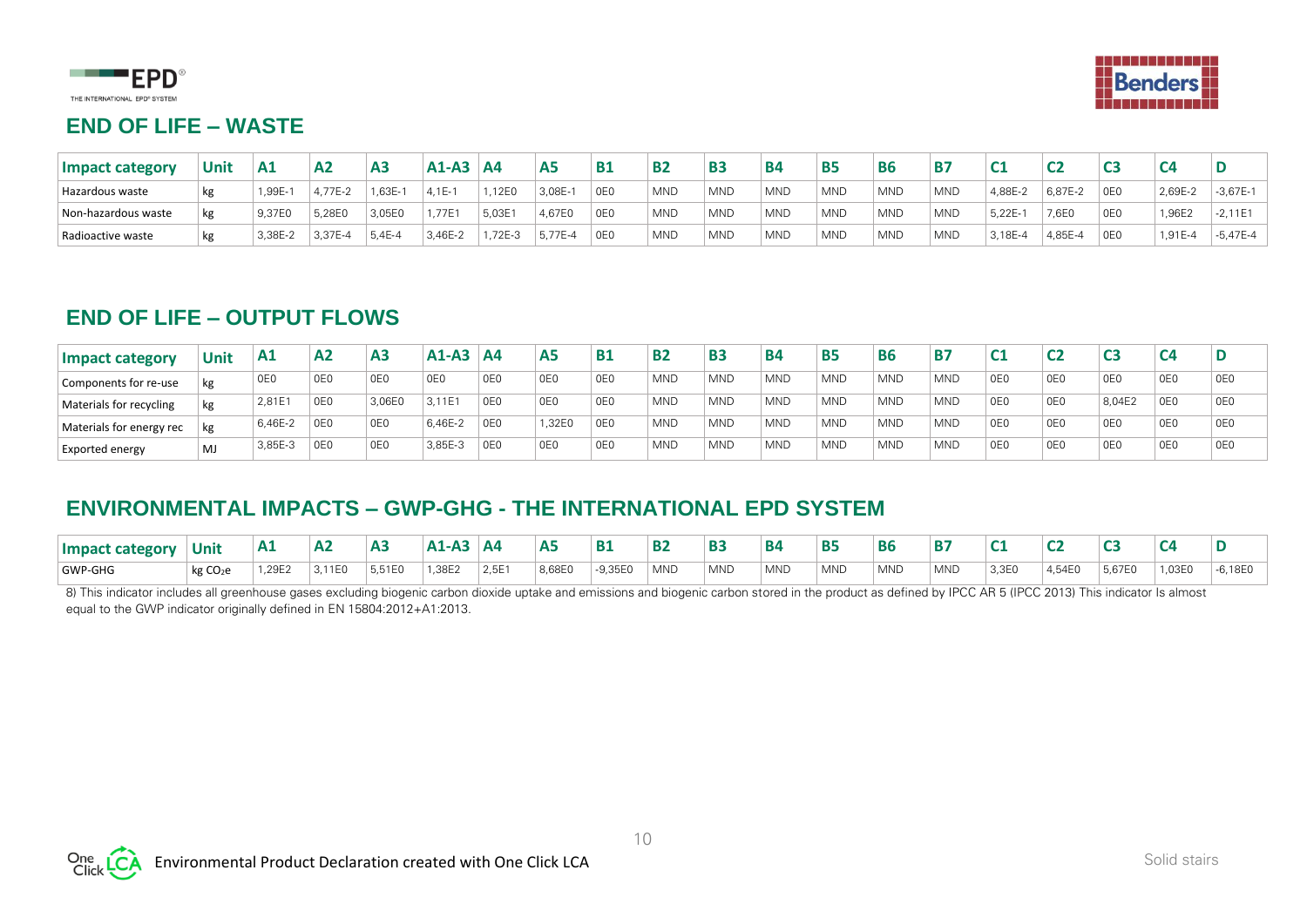## END OF LIFE – WASTE

| Impact category | Unit | A1 | A2 | A3 | A1-A3 | A4 | A5 | B1 | B2 | B3 | B4 | B5 | B6 | B7 | C1 | C2 | C3 | C4 | D |
|---|---|---|---|---|---|---|---|---|---|---|---|---|---|---|---|---|---|---|---|
| Hazardous waste | kg | 1,99E-1 | 4,77E-2 | 1,63E-1 | 4,1E-1 | 1,12E0 | 3,08E-1 | 0E0 | MND | MND | MND | MND | MND | MND | 4,88E-2 | 6,87E-2 | 0E0 | 2,69E-2 | -3,67E-1 |
| Non-hazardous waste | kg | 9,37E0 | 5,28E0 | 3,05E0 | 1,77E1 | 5,03E1 | 4,67E0 | 0E0 | MND | MND | MND | MND | MND | MND | 5,22E-1 | 7,6E0 | 0E0 | 1,96E2 | -2,11E1 |
| Radioactive waste | kg | 3,38E-2 | 3,37E-4 | 5,4E-4 | 3,46E-2 | 1,72E-3 | 5,77E-4 | 0E0 | MND | MND | MND | MND | MND | MND | 3,18E-4 | 4,85E-4 | 0E0 | 1,91E-4 | -5,47E-4 |

## END OF LIFE – OUTPUT FLOWS

| Impact category | Unit | A1 | A2 | A3 | A1-A3 | A4 | A5 | B1 | B2 | B3 | B4 | B5 | B6 | B7 | C1 | C2 | C3 | C4 | D |
|---|---|---|---|---|---|---|---|---|---|---|---|---|---|---|---|---|---|---|---|
| Components for re-use | kg | 0E0 | 0E0 | 0E0 | 0E0 | 0E0 | 0E0 | 0E0 | MND | MND | MND | MND | MND | MND | 0E0 | 0E0 | 0E0 | 0E0 | 0E0 |
| Materials for recycling | kg | 2,81E1 | 0E0 | 3,06E0 | 3,11E1 | 0E0 | 0E0 | 0E0 | MND | MND | MND | MND | MND | MND | 0E0 | 0E0 | 8,04E2 | 0E0 | 0E0 |
| Materials for energy rec | kg | 6,46E-2 | 0E0 | 0E0 | 6,46E-2 | 0E0 | 1,32E0 | 0E0 | MND | MND | MND | MND | MND | MND | 0E0 | 0E0 | 0E0 | 0E0 | 0E0 |
| Exported energy | MJ | 3,85E-3 | 0E0 | 0E0 | 3,85E-3 | 0E0 | 0E0 | 0E0 | MND | MND | MND | MND | MND | MND | 0E0 | 0E0 | 0E0 | 0E0 | 0E0 |

## ENVIRONMENTAL IMPACTS – GWP-GHG - THE INTERNATIONAL EPD SYSTEM

| Impact category | Unit | A1 | A2 | A3 | A1-A3 | A4 | A5 | B1 | B2 | B3 | B4 | B5 | B6 | B7 | C1 | C2 | C3 | C4 | D |
|---|---|---|---|---|---|---|---|---|---|---|---|---|---|---|---|---|---|---|---|
| GWP-GHG | kg $CO_2$e | 1,29E2 | 3,11E0 | 5,51E0 | 1,38E2 | 2,5E1 | 8,68E0 | -9,35E0 | MND | MND | MND | MND | MND | MND | 3,3E0 | 4,54E0 | 5,67E0 | 1,03E0 | -6,18E0 |

8) This indicator includes all greenhouse gases excluding biogenic carbon dioxide uptake and emissions and biogenic carbon stored in the product as defined by IPCC AR 5 (IPCC 2013) This indicator Is almost equal to the GWP indicator originally defined in EN 15804:2012+A1:2013.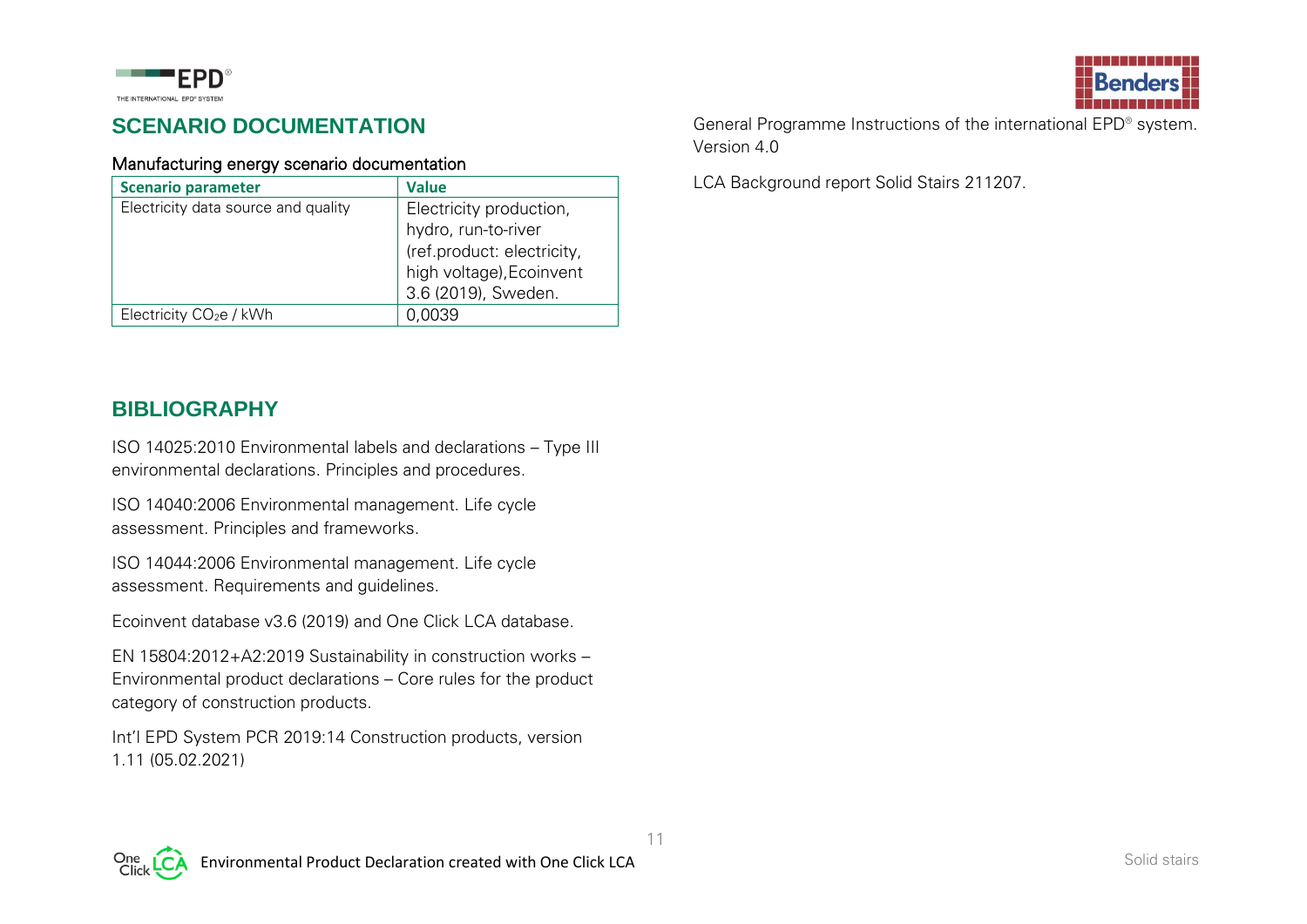## SCENARIO DOCUMENTATION

Manufacturing energy scenario documentation

| Scenario parameter | Value |
| --- | --- |
| Electricity data source and quality | Electricity production, hydro, run-to-river (ref.product: electricity, high voltage),Ecoinvent 3.6 (2019), Sweden. |
| Electricity $CO_2e$ / kWh | 0,0039 |

## BIBLIOGRAPHY

ISO 14025:2010 Environmental labels and declarations – Type III environmental declarations. Principles and procedures.

ISO 14040:2006 Environmental management. Life cycle assessment. Principles and frameworks.

ISO 14044:2006 Environmental management. Life cycle assessment. Requirements and guidelines.

Ecoinvent database v3.6 (2019) and One Click LCA database.

EN 15804:2012+A2:2019 Sustainability in construction works – Environmental product declarations – Core rules for the product category of construction products.

Int'l EPD System PCR 2019:14 Construction products, version 1.11 (05.02.2021)

General Programme Instructions of the international EPD® system. Version 4.0

LCA Background report Solid Stairs 211207.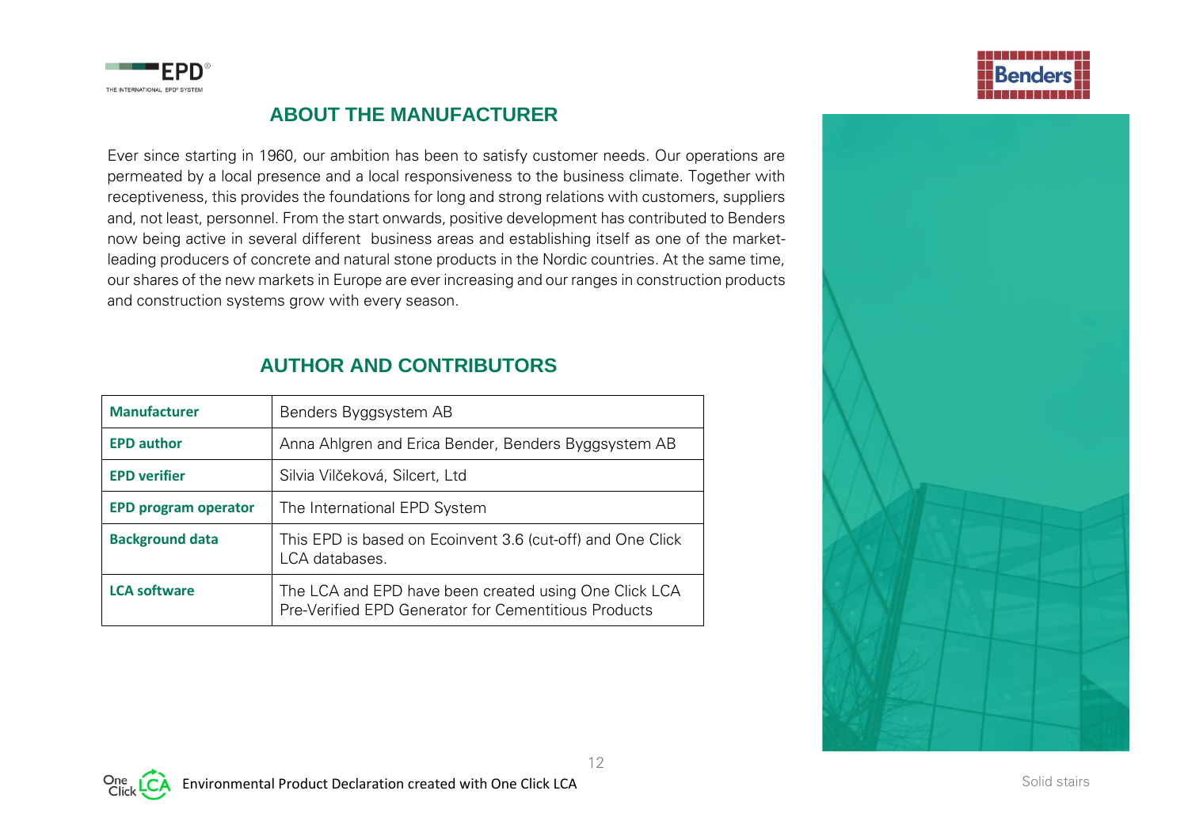## ABOUT THE MANUFACTURER

Ever since starting in 1960, our ambition has been to satisfy customer needs. Our operations are permeated by a local presence and a local responsiveness to the business climate. Together with receptiveness, this provides the foundations for long and strong relations with customers, suppliers and, not least, personnel. From the start onwards, positive development has contributed to Benders now being active in several different business areas and establishing itself as one of the market-leading producers of concrete and natural stone products in the Nordic countries. At the same time, our shares of the new markets in Europe are ever increasing and our ranges in construction products and construction systems grow with every season.

## AUTHOR AND CONTRIBUTORS

| | |
|---|---|
| **Manufacturer** | Benders Byggsystem AB |
| **EPD author** | Anna Ahlgren and Erica Bender, Benders Byggsystem AB |
| **EPD verifier** | Silvia Vilčeková, Silcert, Ltd |
| **EPD program operator** | The International EPD System |
| **Background data** | This EPD is based on Ecoinvent 3.6 (cut-off) and One Click LCA databases. |
| **LCA software** | The LCA and EPD have been created using One Click LCA Pre-Verified EPD Generator for Cementitious Products |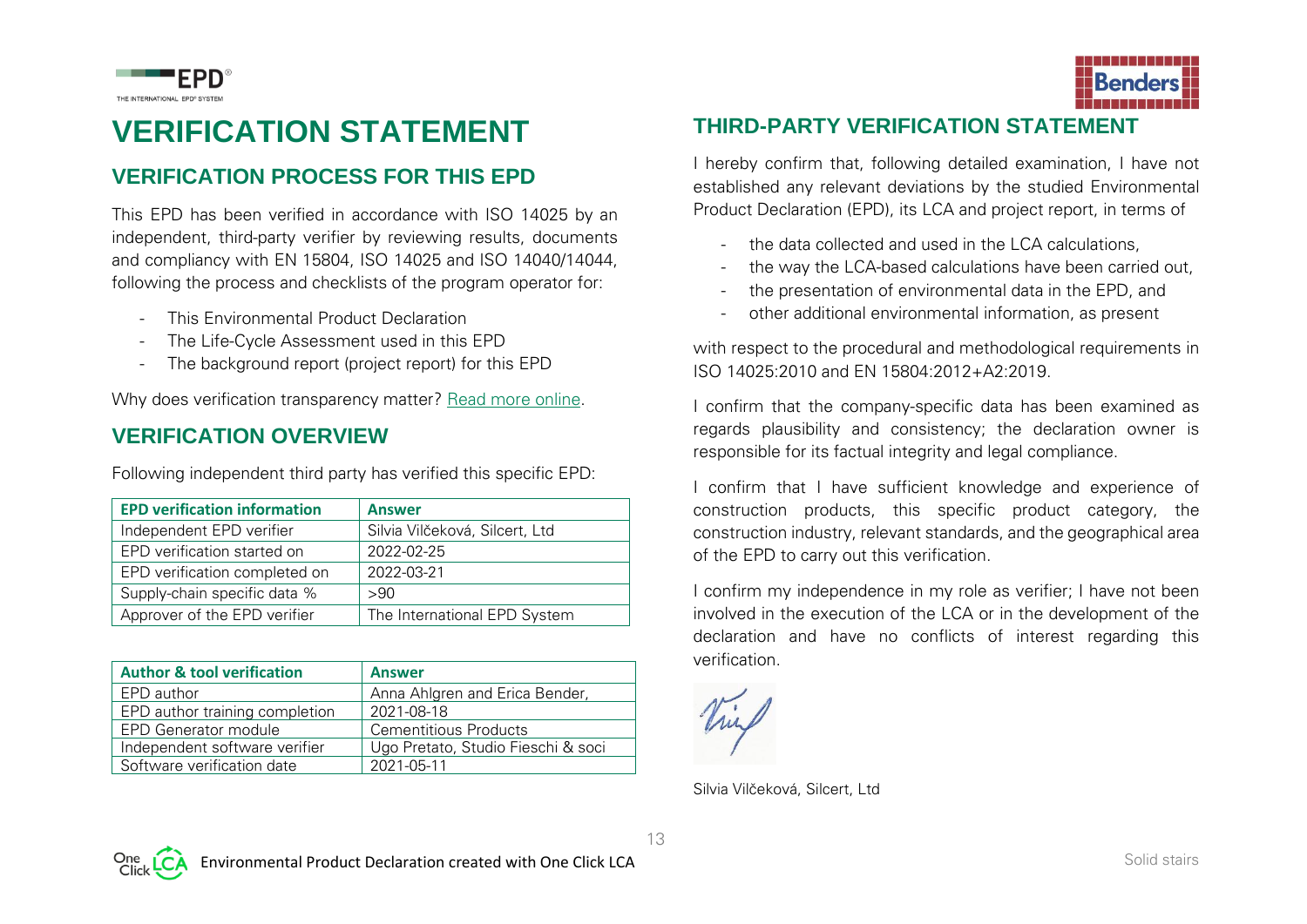# VERIFICATION STATEMENT

## VERIFICATION PROCESS FOR THIS EPD

This EPD has been verified in accordance with ISO 14025 by an independent, third-party verifier by reviewing results, documents and compliancy with EN 15804, ISO 14025 and ISO 14040/14044, following the process and checklists of the program operator for:

- This Environmental Product Declaration
- The Life-Cycle Assessment used in this EPD
- The background report (project report) for this EPD

Why does verification transparency matter? Read more online.

## VERIFICATION OVERVIEW

Following independent third party has verified this specific EPD:

| EPD verification information | Answer |
|---|---|
| Independent EPD verifier | Silvia Vilčeková, Silcert, Ltd |
| EPD verification started on | 2022-02-25 |
| EPD verification completed on | 2022-03-21 |
| Supply-chain specific data % | >90 |
| Approver of the EPD verifier | The International EPD System |

| Author & tool verification | Answer |
|---|---|
| EPD author | Anna Ahlgren and Erica Bender, |
| EPD author training completion | 2021-08-18 |
| EPD Generator module | Cementitious Products |
| Independent software verifier | Ugo Pretato, Studio Fieschi & soci |
| Software verification date | 2021-05-11 |

## THIRD-PARTY VERIFICATION STATEMENT

I hereby confirm that, following detailed examination, I have not established any relevant deviations by the studied Environmental Product Declaration (EPD), its LCA and project report, in terms of

- the data collected and used in the LCA calculations,
- the way the LCA-based calculations have been carried out,
- the presentation of environmental data in the EPD, and
- other additional environmental information, as present

with respect to the procedural and methodological requirements in ISO 14025:2010 and EN 15804:2012+A2:2019.

I confirm that the company-specific data has been examined as regards plausibility and consistency; the declaration owner is responsible for its factual integrity and legal compliance.

I confirm that I have sufficient knowledge and experience of construction products, this specific product category, the construction industry, relevant standards, and the geographical area of the EPD to carry out this verification.

I confirm my independence in my role as verifier; I have not been involved in the execution of the LCA or in the development of the declaration and have no conflicts of interest regarding this verification.

Silvia Vilčeková, Silcert, Ltd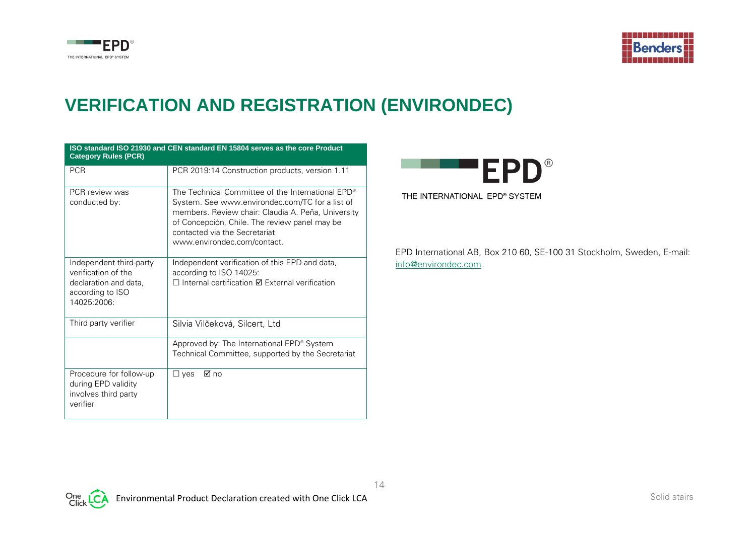# VERIFICATION AND REGISTRATION (ENVIRONDEC)

| ISO standard ISO 21930 and CEN standard EN 15804 serves as the core Product Category Rules (PCR) | |
|---|---|
| PCR | PCR 2019:14 Construction products, version 1.11 |
| PCR review was conducted by: | The Technical Committee of the International EPD® System. See www.environdec.com/TC for a list of members. Review chair: Claudia A. Peña, University of Concepción, Chile. The review panel may be contacted via the Secretariat www.environdec.com/contact. |
| Independent third-party verification of the declaration and data, according to ISO 14025:2006: | Independent verification of this EPD and data, according to ISO 14025: ☐ Internal certification ☑ External verification |
| Third party verifier | Silvia Vilčeková, Silcert, Ltd |
| | Approved by: The International EPD® System Technical Committee, supported by the Secretariat |
| Procedure for follow-up during EPD validity involves third party verifier | ☐ yes ☑ no |

EPD®

THE INTERNATIONAL EPD® SYSTEM

EPD International AB, Box 210 60, SE-100 31 Stockholm, Sweden, E-mail: info@environdec.com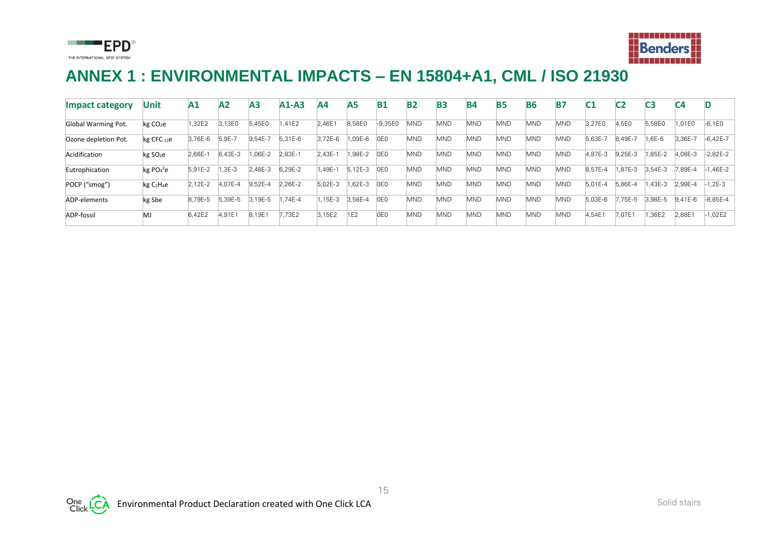# ANNEX 1 : ENVIRONMENTAL IMPACTS – EN 15804+A1, CML / ISO 21930

| Impact category | Unit | A1 | A2 | A3 | A1-A3 | A4 | A5 | B1 | B2 | B3 | B4 | B5 | B6 | B7 | C1 | C2 | C3 | C4 | D |
|---|---|---|---|---|---|---|---|---|---|---|---|---|---|---|---|---|---|---|---|
| Global Warming Pot. | kg $CO_2e$ | 1,32E2 | 3,13E0 | 5,45E0 | 1,41E2 | 2,46E1 | 8,58E0 | -9,35E0 | MND | MND | MND | MND | MND | MND | 3,27E0 | 4,5E0 | 5,58E0 | 1,01E0 | -6,1E0 |
| Ozone depletion Pot. | kg $CFC_{-11}e$ | 3,76E-6 | 5,9E-7 | 9,54E-7 | 5,31E-6 | 3,72E-6 | 1,09E-6 | 0E0 | MND | MND | MND | MND | MND | MND | 5,63E-7 | 8,49E-7 | 1,6E-6 | 3,36E-7 | -6,42E-7 |
| Acidification | kg $SO_2e$ | 2,66E-1 | 6,43E-3 | 1,06E-2 | 2,83E-1 | 2,43E-1 | 1,98E-2 | 0E0 | MND | MND | MND | MND | MND | MND | 4,87E-3 | 9,25E-3 | 1,85E-2 | 4,08E-3 | -2,82E-2 |
| Eutrophication | kg $PO_4^{3}e$ | 5,91E-2 | 1,3E-3 | 2,48E-3 | 6,29E-2 | 1,49E-1 | 5,12E-3 | 0E0 | MND | MND | MND | MND | MND | MND | 8,57E-4 | 1,87E-3 | 3,54E-3 | 7,89E-4 | -1,46E-2 |
| POCP ("smog") | kg $C_2H_4e$ | 2,12E-2 | 4,07E-4 | 9,52E-4 | 2,26E-2 | 5,02E-3 | 1,62E-3 | 0E0 | MND | MND | MND | MND | MND | MND | 5,01E-4 | 5,86E-4 | 1,43E-3 | 2,99E-4 | -1,2E-3 |
| ADP-elements | kg Sbe | 8,79E-5 | 5,39E-5 | 3,19E-5 | 1,74E-4 | 1,15E-3 | 3,58E-4 | 0E0 | MND | MND | MND | MND | MND | MND | 5,03E-6 | 7,75E-5 | 3,98E-5 | 9,41E-6 | -8,85E-4 |
| ADP-fossil | MJ | 6,42E2 | 4,91E1 | 8,19E1 | 7,73E2 | 3,15E2 | 1E2 | 0E0 | MND | MND | MND | MND | MND | MND | 4,54E1 | 7,07E1 | 1,36E2 | 2,88E1 | -1,02E2 |